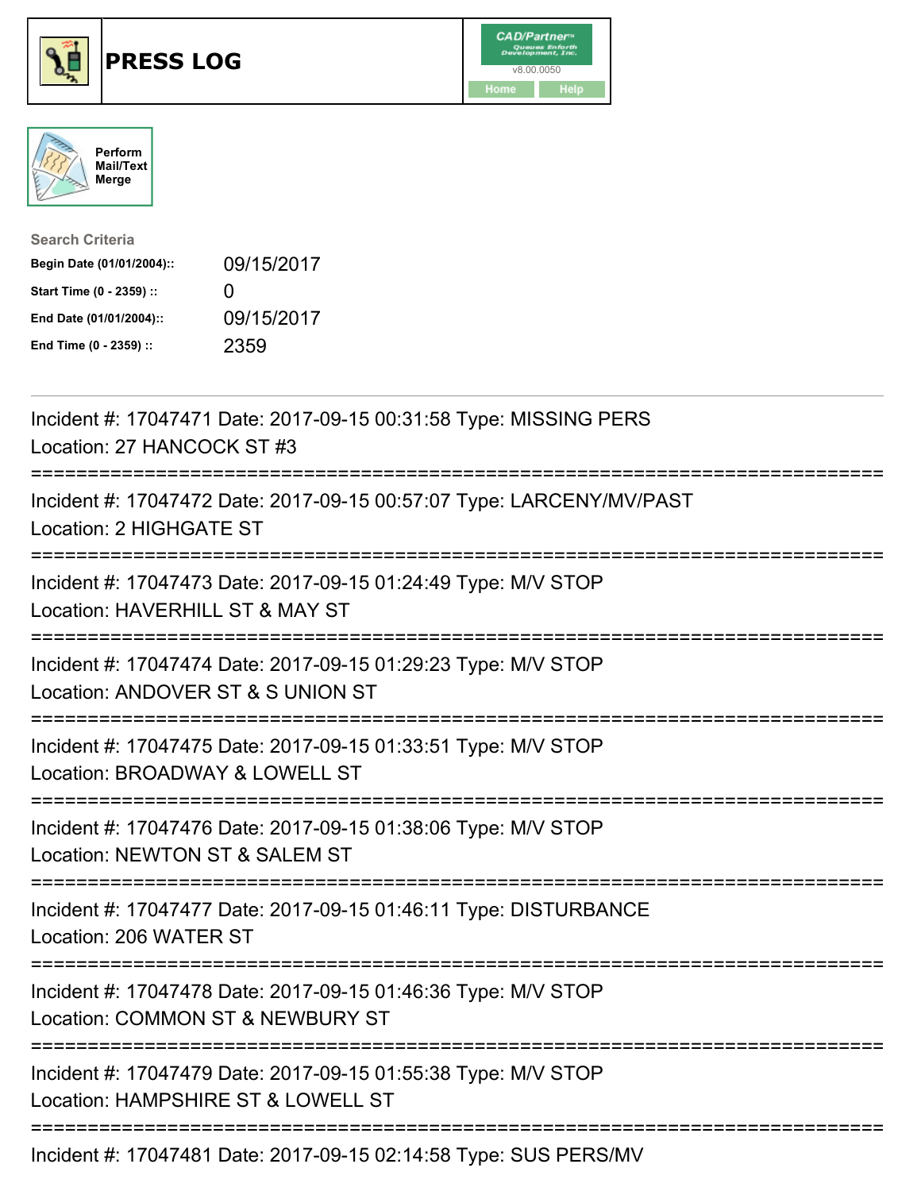# PRESS LOG

CAD/Partner™
v8.00.0050
Home Help

Perform Mail/Text Merge

**Search Criteria**

| | |
|---|---|
| **Begin Date (01/01/2004)::** | 09/15/2017 |
| **Start Time (0 - 2359) ::** | 0 |
| **End Date (01/01/2004)::** | 09/15/2017 |
| **End Time (0 - 2359) ::** | 2359 |

---

Incident #: 17047471 Date: 2017-09-15 00:31:58 Type: MISSING PERS
Location: 27 HANCOCK ST #3

===========================================================================

Incident #: 17047472 Date: 2017-09-15 00:57:07 Type: LARCENY/MV/PAST
Location: 2 HIGHGATE ST

===========================================================================

Incident #: 17047473 Date: 2017-09-15 01:24:49 Type: M/V STOP
Location: HAVERHILL ST & MAY ST

===========================================================================

Incident #: 17047474 Date: 2017-09-15 01:29:23 Type: M/V STOP
Location: ANDOVER ST & S UNION ST

===========================================================================

Incident #: 17047475 Date: 2017-09-15 01:33:51 Type: M/V STOP
Location: BROADWAY & LOWELL ST

===========================================================================

Incident #: 17047476 Date: 2017-09-15 01:38:06 Type: M/V STOP
Location: NEWTON ST & SALEM ST

===========================================================================

Incident #: 17047477 Date: 2017-09-15 01:46:11 Type: DISTURBANCE
Location: 206 WATER ST

===========================================================================

Incident #: 17047478 Date: 2017-09-15 01:46:36 Type: M/V STOP
Location: COMMON ST & NEWBURY ST

===========================================================================

Incident #: 17047479 Date: 2017-09-15 01:55:38 Type: M/V STOP
Location: HAMPSHIRE ST & LOWELL ST

===========================================================================

Incident #: 17047481 Date: 2017-09-15 02:14:58 Type: SUS PERS/MV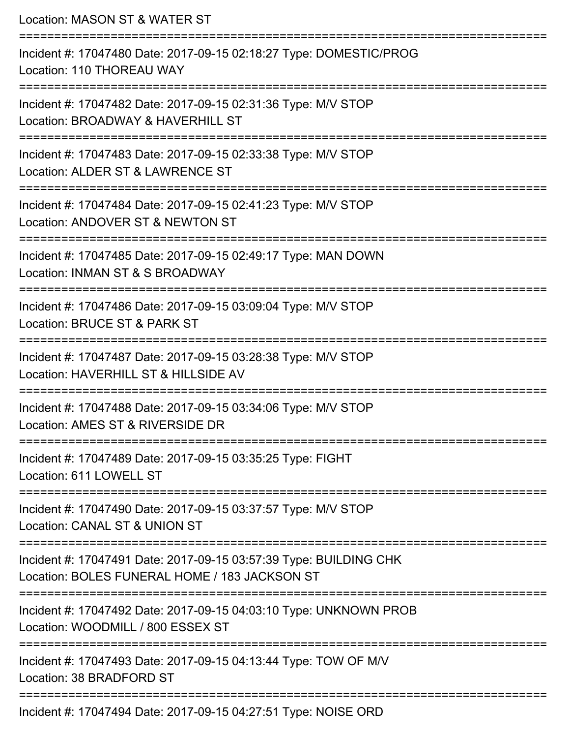Location: MASON ST & WATER ST

===========================================================================

Incident #: 17047480 Date: 2017-09-15 02:18:27 Type: DOMESTIC/PROG
Location: 110 THOREAU WAY

===========================================================================

Incident #: 17047482 Date: 2017-09-15 02:31:36 Type: M/V STOP
Location: BROADWAY & HAVERHILL ST

===========================================================================

Incident #: 17047483 Date: 2017-09-15 02:33:38 Type: M/V STOP
Location: ALDER ST & LAWRENCE ST

===========================================================================

Incident #: 17047484 Date: 2017-09-15 02:41:23 Type: M/V STOP
Location: ANDOVER ST & NEWTON ST

===========================================================================

Incident #: 17047485 Date: 2017-09-15 02:49:17 Type: MAN DOWN
Location: INMAN ST & S BROADWAY

===========================================================================

Incident #: 17047486 Date: 2017-09-15 03:09:04 Type: M/V STOP
Location: BRUCE ST & PARK ST

===========================================================================

Incident #: 17047487 Date: 2017-09-15 03:28:38 Type: M/V STOP
Location: HAVERHILL ST & HILLSIDE AV

===========================================================================

Incident #: 17047488 Date: 2017-09-15 03:34:06 Type: M/V STOP
Location: AMES ST & RIVERSIDE DR

===========================================================================

Incident #: 17047489 Date: 2017-09-15 03:35:25 Type: FIGHT
Location: 611 LOWELL ST

===========================================================================

Incident #: 17047490 Date: 2017-09-15 03:37:57 Type: M/V STOP
Location: CANAL ST & UNION ST

===========================================================================

Incident #: 17047491 Date: 2017-09-15 03:57:39 Type: BUILDING CHK
Location: BOLES FUNERAL HOME / 183 JACKSON ST

===========================================================================

Incident #: 17047492 Date: 2017-09-15 04:03:10 Type: UNKNOWN PROB
Location: WOODMILL / 800 ESSEX ST

===========================================================================

Incident #: 17047493 Date: 2017-09-15 04:13:44 Type: TOW OF M/V
Location: 38 BRADFORD ST

===========================================================================

Incident #: 17047494 Date: 2017-09-15 04:27:51 Type: NOISE ORD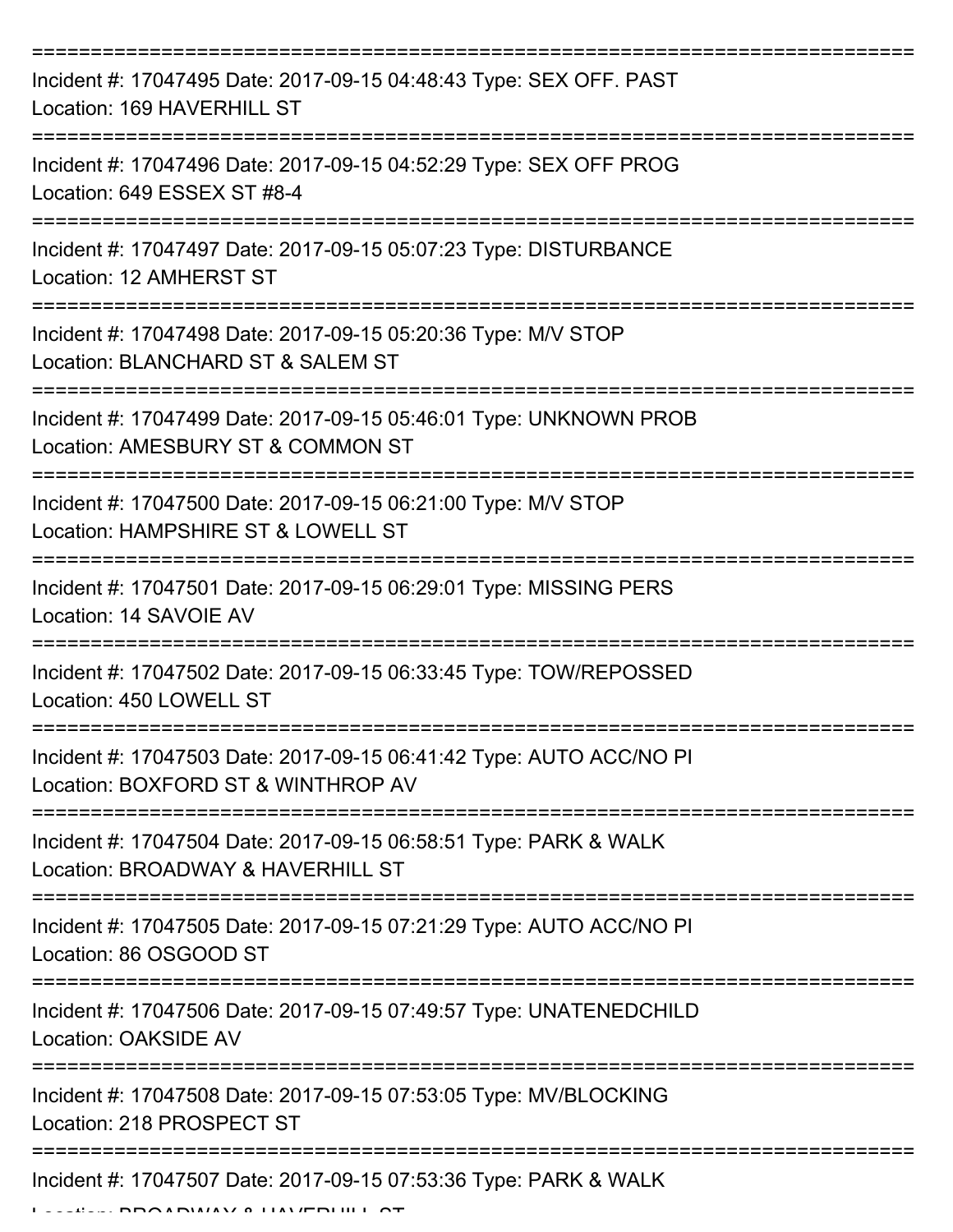===========================================================================

Incident #: 17047495 Date: 2017-09-15 04:48:43 Type: SEX OFF. PAST
Location: 169 HAVERHILL ST

===========================================================================

Incident #: 17047496 Date: 2017-09-15 04:52:29 Type: SEX OFF PROG
Location: 649 ESSEX ST #8-4

===========================================================================

Incident #: 17047497 Date: 2017-09-15 05:07:23 Type: DISTURBANCE
Location: 12 AMHERST ST

===========================================================================

Incident #: 17047498 Date: 2017-09-15 05:20:36 Type: M/V STOP
Location: BLANCHARD ST & SALEM ST

===========================================================================

Incident #: 17047499 Date: 2017-09-15 05:46:01 Type: UNKNOWN PROB
Location: AMESBURY ST & COMMON ST

===========================================================================

Incident #: 17047500 Date: 2017-09-15 06:21:00 Type: M/V STOP
Location: HAMPSHIRE ST & LOWELL ST

===========================================================================

Incident #: 17047501 Date: 2017-09-15 06:29:01 Type: MISSING PERS
Location: 14 SAVOIE AV

===========================================================================

Incident #: 17047502 Date: 2017-09-15 06:33:45 Type: TOW/REPOSSED
Location: 450 LOWELL ST

===========================================================================

Incident #: 17047503 Date: 2017-09-15 06:41:42 Type: AUTO ACC/NO PI
Location: BOXFORD ST & WINTHROP AV

===========================================================================

Incident #: 17047504 Date: 2017-09-15 06:58:51 Type: PARK & WALK
Location: BROADWAY & HAVERHILL ST

===========================================================================

Incident #: 17047505 Date: 2017-09-15 07:21:29 Type: AUTO ACC/NO PI
Location: 86 OSGOOD ST

===========================================================================

Incident #: 17047506 Date: 2017-09-15 07:49:57 Type: UNATENEDCHILD
Location: OAKSIDE AV

===========================================================================

Incident #: 17047508 Date: 2017-09-15 07:53:05 Type: MV/BLOCKING
Location: 218 PROSPECT ST

===========================================================================

Incident #: 17047507 Date: 2017-09-15 07:53:36 Type: PARK & WALK
Location: BROADWAY & HAVERHILL ST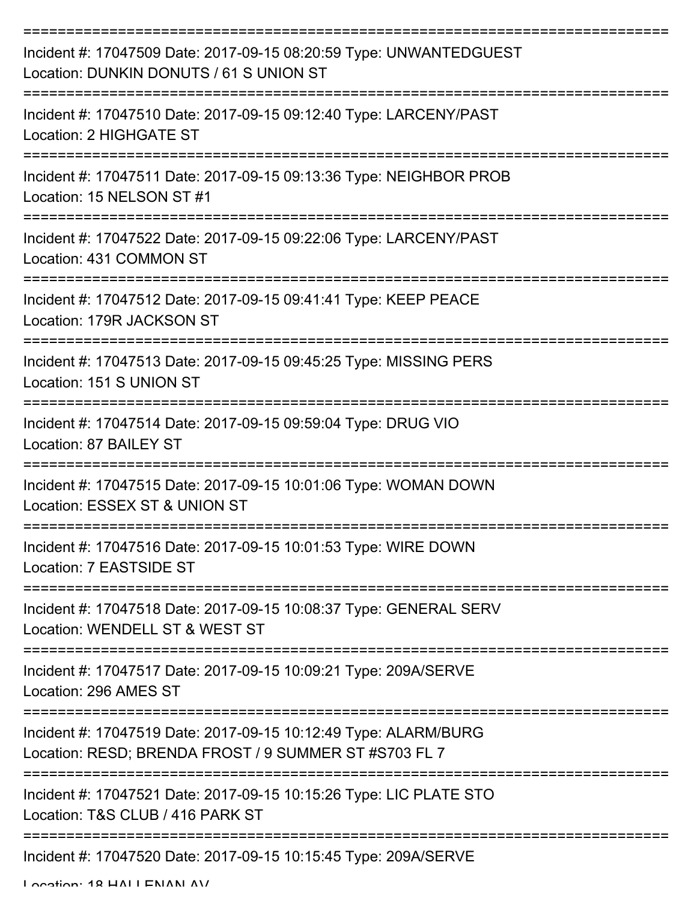===========================================================================

Incident #: 17047509 Date: 2017-09-15 08:20:59 Type: UNWANTEDGUEST
Location: DUNKIN DONUTS / 61 S UNION ST

===========================================================================

Incident #: 17047510 Date: 2017-09-15 09:12:40 Type: LARCENY/PAST
Location: 2 HIGHGATE ST

===========================================================================

Incident #: 17047511 Date: 2017-09-15 09:13:36 Type: NEIGHBOR PROB
Location: 15 NELSON ST #1

===========================================================================

Incident #: 17047522 Date: 2017-09-15 09:22:06 Type: LARCENY/PAST
Location: 431 COMMON ST

===========================================================================

Incident #: 17047512 Date: 2017-09-15 09:41:41 Type: KEEP PEACE
Location: 179R JACKSON ST

===========================================================================

Incident #: 17047513 Date: 2017-09-15 09:45:25 Type: MISSING PERS
Location: 151 S UNION ST

===========================================================================

Incident #: 17047514 Date: 2017-09-15 09:59:04 Type: DRUG VIO
Location: 87 BAILEY ST

===========================================================================

Incident #: 17047515 Date: 2017-09-15 10:01:06 Type: WOMAN DOWN
Location: ESSEX ST & UNION ST

===========================================================================

Incident #: 17047516 Date: 2017-09-15 10:01:53 Type: WIRE DOWN
Location: 7 EASTSIDE ST

===========================================================================

Incident #: 17047518 Date: 2017-09-15 10:08:37 Type: GENERAL SERV
Location: WENDELL ST & WEST ST

===========================================================================

Incident #: 17047517 Date: 2017-09-15 10:09:21 Type: 209A/SERVE
Location: 296 AMES ST

===========================================================================

Incident #: 17047519 Date: 2017-09-15 10:12:49 Type: ALARM/BURG
Location: RESD; BRENDA FROST / 9 SUMMER ST #S703 FL 7

===========================================================================

Incident #: 17047521 Date: 2017-09-15 10:15:26 Type: LIC PLATE STO
Location: T&S CLUB / 416 PARK ST

===========================================================================

Incident #: 17047520 Date: 2017-09-15 10:15:45 Type: 209A/SERVE
Location: 18 HALLENAN AV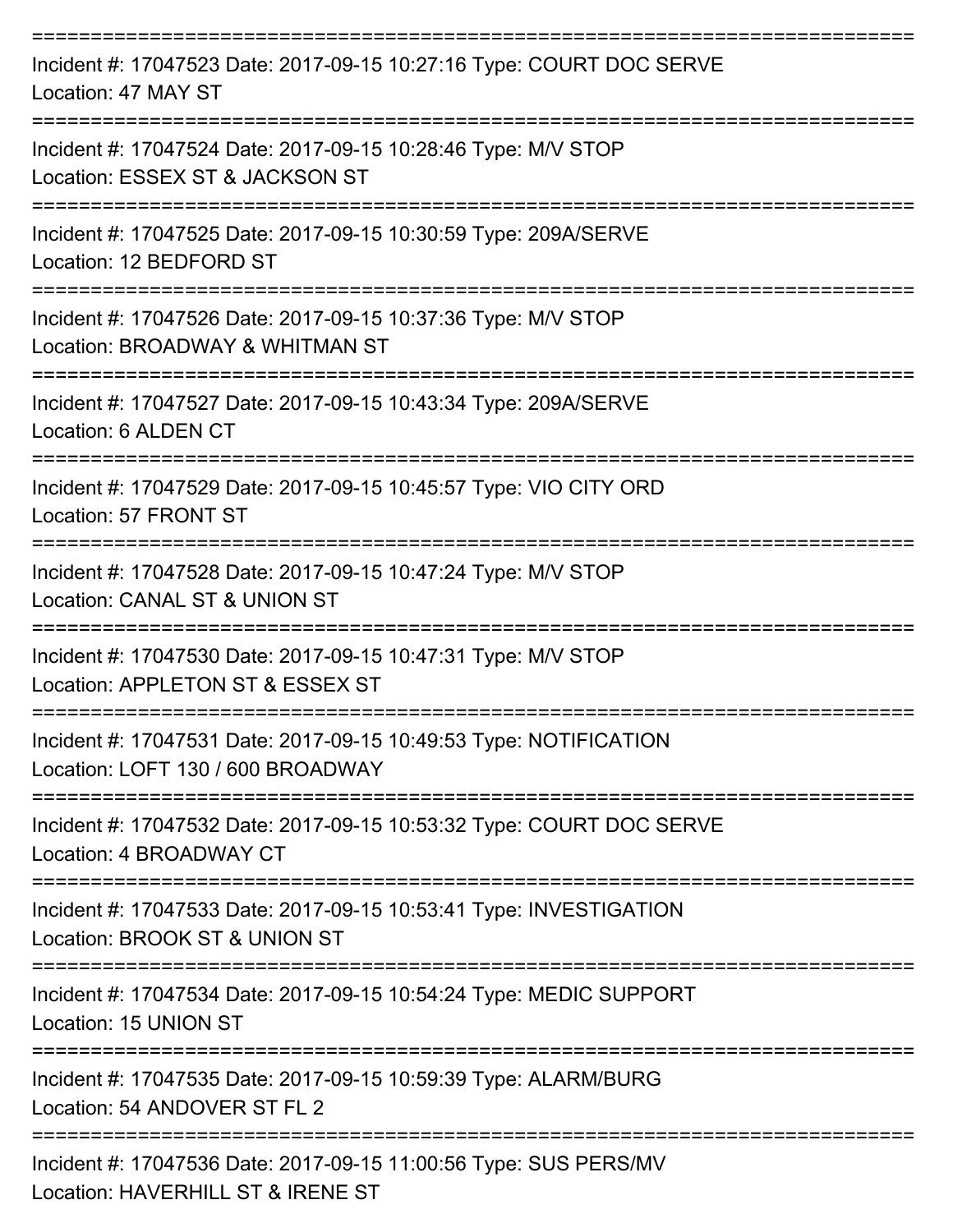===========================================================================

Incident #: 17047523 Date: 2017-09-15 10:27:16 Type: COURT DOC SERVE
Location: 47 MAY ST

===========================================================================

Incident #: 17047524 Date: 2017-09-15 10:28:46 Type: M/V STOP
Location: ESSEX ST & JACKSON ST

===========================================================================

Incident #: 17047525 Date: 2017-09-15 10:30:59 Type: 209A/SERVE
Location: 12 BEDFORD ST

===========================================================================

Incident #: 17047526 Date: 2017-09-15 10:37:36 Type: M/V STOP
Location: BROADWAY & WHITMAN ST

===========================================================================

Incident #: 17047527 Date: 2017-09-15 10:43:34 Type: 209A/SERVE
Location: 6 ALDEN CT

===========================================================================

Incident #: 17047529 Date: 2017-09-15 10:45:57 Type: VIO CITY ORD
Location: 57 FRONT ST

===========================================================================

Incident #: 17047528 Date: 2017-09-15 10:47:24 Type: M/V STOP
Location: CANAL ST & UNION ST

===========================================================================

Incident #: 17047530 Date: 2017-09-15 10:47:31 Type: M/V STOP
Location: APPLETON ST & ESSEX ST

===========================================================================

Incident #: 17047531 Date: 2017-09-15 10:49:53 Type: NOTIFICATION
Location: LOFT 130 / 600 BROADWAY

===========================================================================

Incident #: 17047532 Date: 2017-09-15 10:53:32 Type: COURT DOC SERVE
Location: 4 BROADWAY CT

===========================================================================

Incident #: 17047533 Date: 2017-09-15 10:53:41 Type: INVESTIGATION
Location: BROOK ST & UNION ST

===========================================================================

Incident #: 17047534 Date: 2017-09-15 10:54:24 Type: MEDIC SUPPORT
Location: 15 UNION ST

===========================================================================

Incident #: 17047535 Date: 2017-09-15 10:59:39 Type: ALARM/BURG
Location: 54 ANDOVER ST FL 2

===========================================================================

Incident #: 17047536 Date: 2017-09-15 11:00:56 Type: SUS PERS/MV
Location: HAVERHILL ST & IRENE ST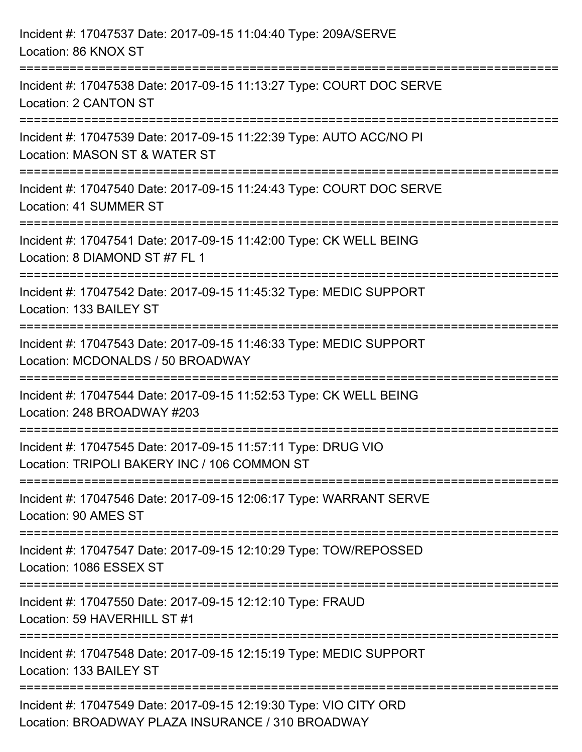Incident #: 17047537 Date: 2017-09-15 11:04:40 Type: 209A/SERVE
Location: 86 KNOX ST

===========================================================================

Incident #: 17047538 Date: 2017-09-15 11:13:27 Type: COURT DOC SERVE
Location: 2 CANTON ST

===========================================================================

Incident #: 17047539 Date: 2017-09-15 11:22:39 Type: AUTO ACC/NO PI
Location: MASON ST & WATER ST

===========================================================================

Incident #: 17047540 Date: 2017-09-15 11:24:43 Type: COURT DOC SERVE
Location: 41 SUMMER ST

===========================================================================

Incident #: 17047541 Date: 2017-09-15 11:42:00 Type: CK WELL BEING
Location: 8 DIAMOND ST #7 FL 1

===========================================================================

Incident #: 17047542 Date: 2017-09-15 11:45:32 Type: MEDIC SUPPORT
Location: 133 BAILEY ST

===========================================================================

Incident #: 17047543 Date: 2017-09-15 11:46:33 Type: MEDIC SUPPORT
Location: MCDONALDS / 50 BROADWAY

===========================================================================

Incident #: 17047544 Date: 2017-09-15 11:52:53 Type: CK WELL BEING
Location: 248 BROADWAY #203

===========================================================================

Incident #: 17047545 Date: 2017-09-15 11:57:11 Type: DRUG VIO
Location: TRIPOLI BAKERY INC / 106 COMMON ST

===========================================================================

Incident #: 17047546 Date: 2017-09-15 12:06:17 Type: WARRANT SERVE
Location: 90 AMES ST

===========================================================================

Incident #: 17047547 Date: 2017-09-15 12:10:29 Type: TOW/REPOSSED
Location: 1086 ESSEX ST

===========================================================================

Incident #: 17047550 Date: 2017-09-15 12:12:10 Type: FRAUD
Location: 59 HAVERHILL ST #1

===========================================================================

Incident #: 17047548 Date: 2017-09-15 12:15:19 Type: MEDIC SUPPORT
Location: 133 BAILEY ST

===========================================================================

Incident #: 17047549 Date: 2017-09-15 12:19:30 Type: VIO CITY ORD
Location: BROADWAY PLAZA INSURANCE / 310 BROADWAY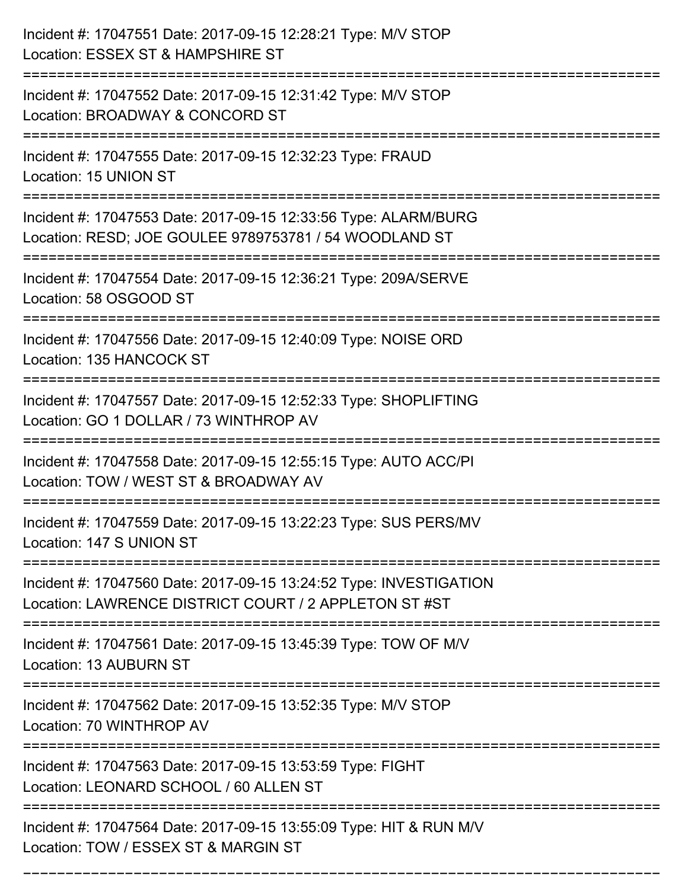Incident #: 17047551 Date: 2017-09-15 12:28:21 Type: M/V STOP
Location: ESSEX ST & HAMPSHIRE ST

===========================================================================

Incident #: 17047552 Date: 2017-09-15 12:31:42 Type: M/V STOP
Location: BROADWAY & CONCORD ST

===========================================================================

Incident #: 17047555 Date: 2017-09-15 12:32:23 Type: FRAUD
Location: 15 UNION ST

===========================================================================

Incident #: 17047553 Date: 2017-09-15 12:33:56 Type: ALARM/BURG
Location: RESD; JOE GOULEE 9789753781 / 54 WOODLAND ST

===========================================================================

Incident #: 17047554 Date: 2017-09-15 12:36:21 Type: 209A/SERVE
Location: 58 OSGOOD ST

===========================================================================

Incident #: 17047556 Date: 2017-09-15 12:40:09 Type: NOISE ORD
Location: 135 HANCOCK ST

===========================================================================

Incident #: 17047557 Date: 2017-09-15 12:52:33 Type: SHOPLIFTING
Location: GO 1 DOLLAR / 73 WINTHROP AV

===========================================================================

Incident #: 17047558 Date: 2017-09-15 12:55:15 Type: AUTO ACC/PI
Location: TOW / WEST ST & BROADWAY AV

===========================================================================

Incident #: 17047559 Date: 2017-09-15 13:22:23 Type: SUS PERS/MV
Location: 147 S UNION ST

===========================================================================

Incident #: 17047560 Date: 2017-09-15 13:24:52 Type: INVESTIGATION
Location: LAWRENCE DISTRICT COURT / 2 APPLETON ST #ST

===========================================================================

Incident #: 17047561 Date: 2017-09-15 13:45:39 Type: TOW OF M/V
Location: 13 AUBURN ST

===========================================================================

Incident #: 17047562 Date: 2017-09-15 13:52:35 Type: M/V STOP
Location: 70 WINTHROP AV

===========================================================================

Incident #: 17047563 Date: 2017-09-15 13:53:59 Type: FIGHT
Location: LEONARD SCHOOL / 60 ALLEN ST

===========================================================================

Incident #: 17047564 Date: 2017-09-15 13:55:09 Type: HIT & RUN M/V
Location: TOW / ESSEX ST & MARGIN ST

===========================================================================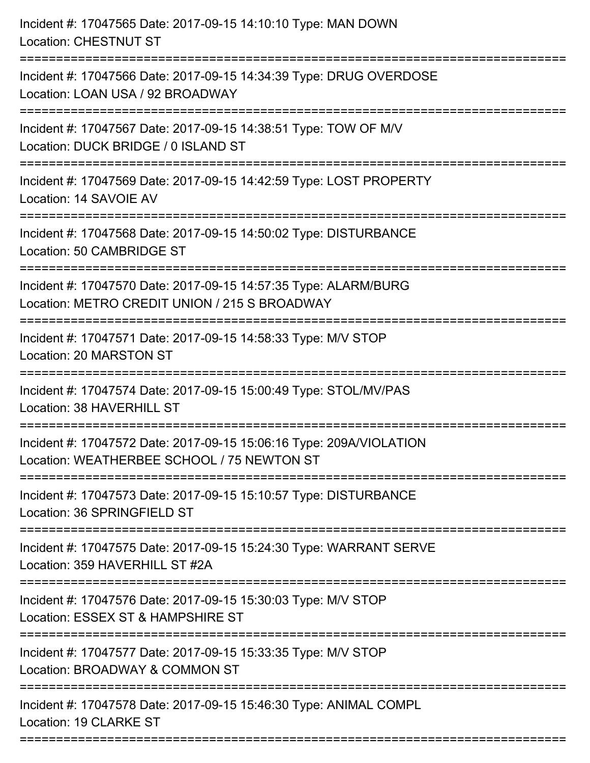Incident #: 17047565 Date: 2017-09-15 14:10:10 Type: MAN DOWN
Location: CHESTNUT ST

===========================================================================

Incident #: 17047566 Date: 2017-09-15 14:34:39 Type: DRUG OVERDOSE
Location: LOAN USA / 92 BROADWAY

===========================================================================

Incident #: 17047567 Date: 2017-09-15 14:38:51 Type: TOW OF M/V
Location: DUCK BRIDGE / 0 ISLAND ST

===========================================================================

Incident #: 17047569 Date: 2017-09-15 14:42:59 Type: LOST PROPERTY
Location: 14 SAVOIE AV

===========================================================================

Incident #: 17047568 Date: 2017-09-15 14:50:02 Type: DISTURBANCE
Location: 50 CAMBRIDGE ST

===========================================================================

Incident #: 17047570 Date: 2017-09-15 14:57:35 Type: ALARM/BURG
Location: METRO CREDIT UNION / 215 S BROADWAY

===========================================================================

Incident #: 17047571 Date: 2017-09-15 14:58:33 Type: M/V STOP
Location: 20 MARSTON ST

===========================================================================

Incident #: 17047574 Date: 2017-09-15 15:00:49 Type: STOL/MV/PAS
Location: 38 HAVERHILL ST

===========================================================================

Incident #: 17047572 Date: 2017-09-15 15:06:16 Type: 209A/VIOLATION
Location: WEATHERBEE SCHOOL / 75 NEWTON ST

===========================================================================

Incident #: 17047573 Date: 2017-09-15 15:10:57 Type: DISTURBANCE
Location: 36 SPRINGFIELD ST

===========================================================================

Incident #: 17047575 Date: 2017-09-15 15:24:30 Type: WARRANT SERVE
Location: 359 HAVERHILL ST #2A

===========================================================================

Incident #: 17047576 Date: 2017-09-15 15:30:03 Type: M/V STOP
Location: ESSEX ST & HAMPSHIRE ST

===========================================================================

Incident #: 17047577 Date: 2017-09-15 15:33:35 Type: M/V STOP
Location: BROADWAY & COMMON ST

===========================================================================

Incident #: 17047578 Date: 2017-09-15 15:46:30 Type: ANIMAL COMPL
Location: 19 CLARKE ST

===========================================================================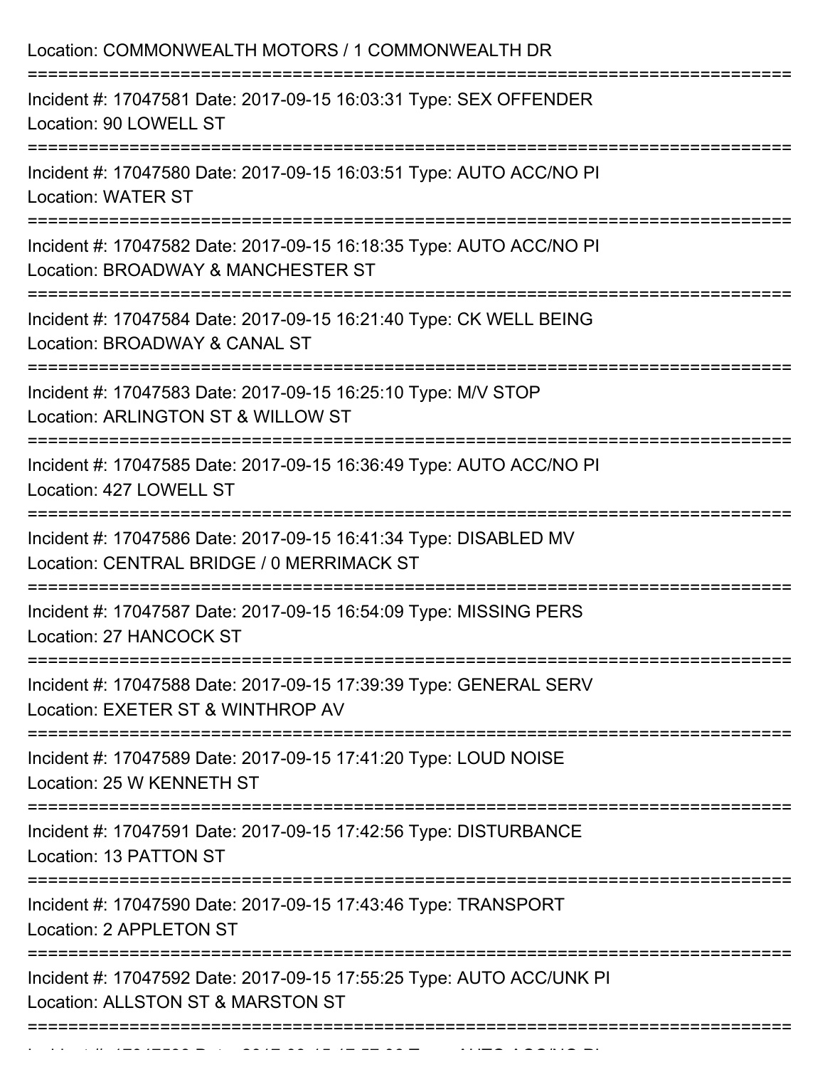Location: COMMONWEALTH MOTORS / 1 COMMONWEALTH DR

===========================================================================

Incident #: 17047581 Date: 2017-09-15 16:03:31 Type: SEX OFFENDER
Location: 90 LOWELL ST

===========================================================================

Incident #: 17047580 Date: 2017-09-15 16:03:51 Type: AUTO ACC/NO PI
Location: WATER ST

===========================================================================

Incident #: 17047582 Date: 2017-09-15 16:18:35 Type: AUTO ACC/NO PI
Location: BROADWAY & MANCHESTER ST

===========================================================================

Incident #: 17047584 Date: 2017-09-15 16:21:40 Type: CK WELL BEING
Location: BROADWAY & CANAL ST

===========================================================================

Incident #: 17047583 Date: 2017-09-15 16:25:10 Type: M/V STOP
Location: ARLINGTON ST & WILLOW ST

===========================================================================

Incident #: 17047585 Date: 2017-09-15 16:36:49 Type: AUTO ACC/NO PI
Location: 427 LOWELL ST

===========================================================================

Incident #: 17047586 Date: 2017-09-15 16:41:34 Type: DISABLED MV
Location: CENTRAL BRIDGE / 0 MERRIMACK ST

===========================================================================

Incident #: 17047587 Date: 2017-09-15 16:54:09 Type: MISSING PERS
Location: 27 HANCOCK ST

===========================================================================

Incident #: 17047588 Date: 2017-09-15 17:39:39 Type: GENERAL SERV
Location: EXETER ST & WINTHROP AV

===========================================================================

Incident #: 17047589 Date: 2017-09-15 17:41:20 Type: LOUD NOISE
Location: 25 W KENNETH ST

===========================================================================

Incident #: 17047591 Date: 2017-09-15 17:42:56 Type: DISTURBANCE
Location: 13 PATTON ST

===========================================================================

Incident #: 17047590 Date: 2017-09-15 17:43:46 Type: TRANSPORT
Location: 2 APPLETON ST

===========================================================================

Incident #: 17047592 Date: 2017-09-15 17:55:25 Type: AUTO ACC/UNK PI
Location: ALLSTON ST & MARSTON ST

===========================================================================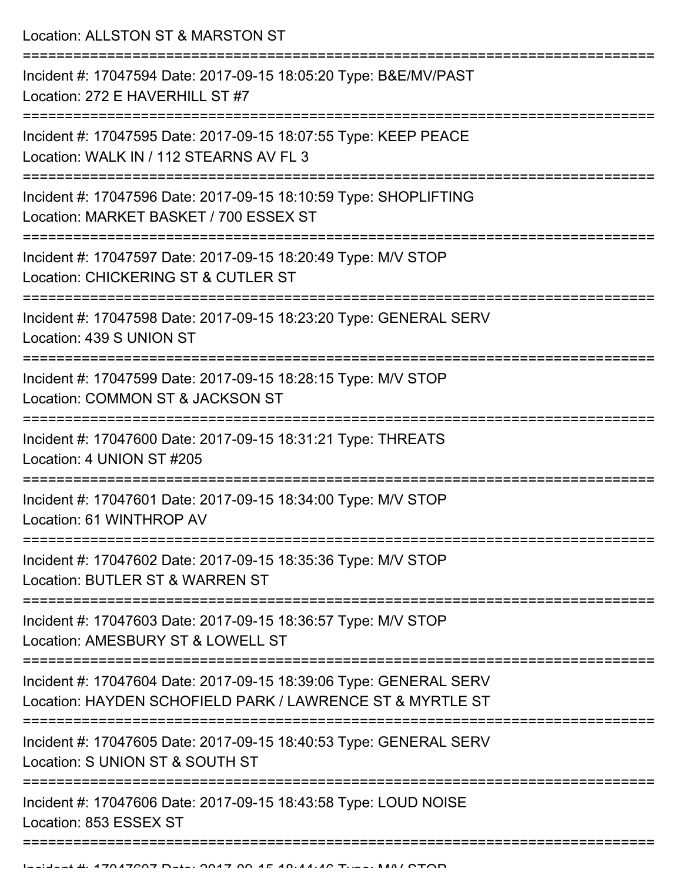Location: ALLSTON ST & MARSTON ST

===========================================================================

Incident #: 17047594 Date: 2017-09-15 18:05:20 Type: B&E/MV/PAST
Location: 272 E HAVERHILL ST #7

===========================================================================

Incident #: 17047595 Date: 2017-09-15 18:07:55 Type: KEEP PEACE
Location: WALK IN / 112 STEARNS AV FL 3

===========================================================================

Incident #: 17047596 Date: 2017-09-15 18:10:59 Type: SHOPLIFTING
Location: MARKET BASKET / 700 ESSEX ST

===========================================================================

Incident #: 17047597 Date: 2017-09-15 18:20:49 Type: M/V STOP
Location: CHICKERING ST & CUTLER ST

===========================================================================

Incident #: 17047598 Date: 2017-09-15 18:23:20 Type: GENERAL SERV
Location: 439 S UNION ST

===========================================================================

Incident #: 17047599 Date: 2017-09-15 18:28:15 Type: M/V STOP
Location: COMMON ST & JACKSON ST

===========================================================================

Incident #: 17047600 Date: 2017-09-15 18:31:21 Type: THREATS
Location: 4 UNION ST #205

===========================================================================

Incident #: 17047601 Date: 2017-09-15 18:34:00 Type: M/V STOP
Location: 61 WINTHROP AV

===========================================================================

Incident #: 17047602 Date: 2017-09-15 18:35:36 Type: M/V STOP
Location: BUTLER ST & WARREN ST

===========================================================================

Incident #: 17047603 Date: 2017-09-15 18:36:57 Type: M/V STOP
Location: AMESBURY ST & LOWELL ST

===========================================================================

Incident #: 17047604 Date: 2017-09-15 18:39:06 Type: GENERAL SERV
Location: HAYDEN SCHOFIELD PARK / LAWRENCE ST & MYRTLE ST

===========================================================================

Incident #: 17047605 Date: 2017-09-15 18:40:53 Type: GENERAL SERV
Location: S UNION ST & SOUTH ST

===========================================================================

Incident #: 17047606 Date: 2017-09-15 18:43:58 Type: LOUD NOISE
Location: 853 ESSEX ST

===========================================================================

Incident #: 17047607 Date: 2017-09-15 18:44:46 Type: M/V STOP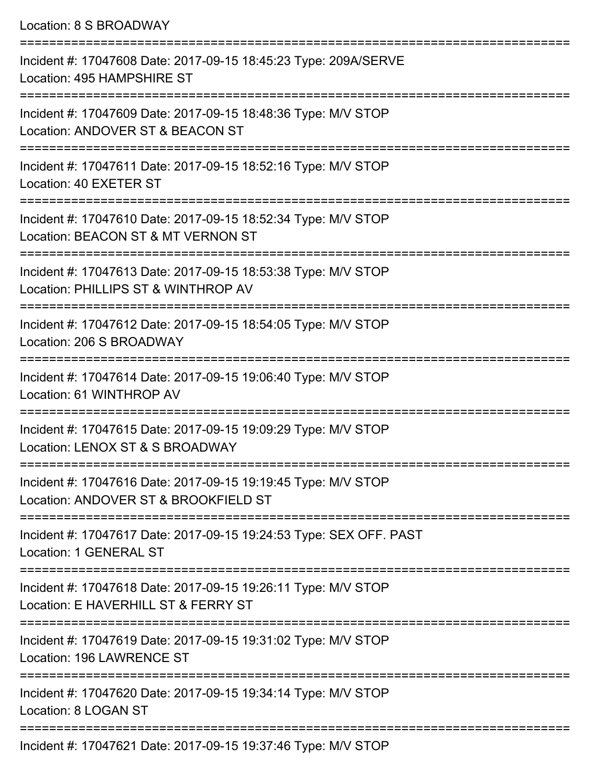Location: 8 S BROADWAY

===========================================================================

Incident #: 17047608 Date: 2017-09-15 18:45:23 Type: 209A/SERVE
Location: 495 HAMPSHIRE ST

===========================================================================

Incident #: 17047609 Date: 2017-09-15 18:48:36 Type: M/V STOP
Location: ANDOVER ST & BEACON ST

===========================================================================

Incident #: 17047611 Date: 2017-09-15 18:52:16 Type: M/V STOP
Location: 40 EXETER ST

===========================================================================

Incident #: 17047610 Date: 2017-09-15 18:52:34 Type: M/V STOP
Location: BEACON ST & MT VERNON ST

===========================================================================

Incident #: 17047613 Date: 2017-09-15 18:53:38 Type: M/V STOP
Location: PHILLIPS ST & WINTHROP AV

===========================================================================

Incident #: 17047612 Date: 2017-09-15 18:54:05 Type: M/V STOP
Location: 206 S BROADWAY

===========================================================================

Incident #: 17047614 Date: 2017-09-15 19:06:40 Type: M/V STOP
Location: 61 WINTHROP AV

===========================================================================

Incident #: 17047615 Date: 2017-09-15 19:09:29 Type: M/V STOP
Location: LENOX ST & S BROADWAY

===========================================================================

Incident #: 17047616 Date: 2017-09-15 19:19:45 Type: M/V STOP
Location: ANDOVER ST & BROOKFIELD ST

===========================================================================

Incident #: 17047617 Date: 2017-09-15 19:24:53 Type: SEX OFF. PAST
Location: 1 GENERAL ST

===========================================================================

Incident #: 17047618 Date: 2017-09-15 19:26:11 Type: M/V STOP
Location: E HAVERHILL ST & FERRY ST

===========================================================================

Incident #: 17047619 Date: 2017-09-15 19:31:02 Type: M/V STOP
Location: 196 LAWRENCE ST

===========================================================================

Incident #: 17047620 Date: 2017-09-15 19:34:14 Type: M/V STOP
Location: 8 LOGAN ST

===========================================================================

Incident #: 17047621 Date: 2017-09-15 19:37:46 Type: M/V STOP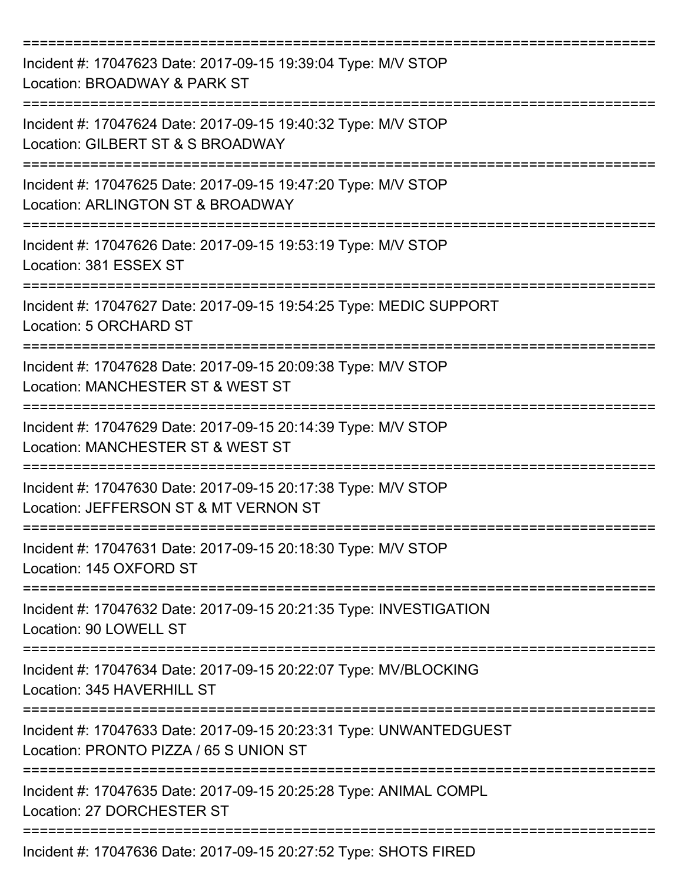===========================================================================

Incident #: 17047623 Date: 2017-09-15 19:39:04 Type: M/V STOP
Location: BROADWAY & PARK ST

===========================================================================

Incident #: 17047624 Date: 2017-09-15 19:40:32 Type: M/V STOP
Location: GILBERT ST & S BROADWAY

===========================================================================

Incident #: 17047625 Date: 2017-09-15 19:47:20 Type: M/V STOP
Location: ARLINGTON ST & BROADWAY

===========================================================================

Incident #: 17047626 Date: 2017-09-15 19:53:19 Type: M/V STOP
Location: 381 ESSEX ST

===========================================================================

Incident #: 17047627 Date: 2017-09-15 19:54:25 Type: MEDIC SUPPORT
Location: 5 ORCHARD ST

===========================================================================

Incident #: 17047628 Date: 2017-09-15 20:09:38 Type: M/V STOP
Location: MANCHESTER ST & WEST ST

===========================================================================

Incident #: 17047629 Date: 2017-09-15 20:14:39 Type: M/V STOP
Location: MANCHESTER ST & WEST ST

===========================================================================

Incident #: 17047630 Date: 2017-09-15 20:17:38 Type: M/V STOP
Location: JEFFERSON ST & MT VERNON ST

===========================================================================

Incident #: 17047631 Date: 2017-09-15 20:18:30 Type: M/V STOP
Location: 145 OXFORD ST

===========================================================================

Incident #: 17047632 Date: 2017-09-15 20:21:35 Type: INVESTIGATION
Location: 90 LOWELL ST

===========================================================================

Incident #: 17047634 Date: 2017-09-15 20:22:07 Type: MV/BLOCKING
Location: 345 HAVERHILL ST

===========================================================================

Incident #: 17047633 Date: 2017-09-15 20:23:31 Type: UNWANTEDGUEST
Location: PRONTO PIZZA / 65 S UNION ST

===========================================================================

Incident #: 17047635 Date: 2017-09-15 20:25:28 Type: ANIMAL COMPL
Location: 27 DORCHESTER ST

===========================================================================

Incident #: 17047636 Date: 2017-09-15 20:27:52 Type: SHOTS FIRED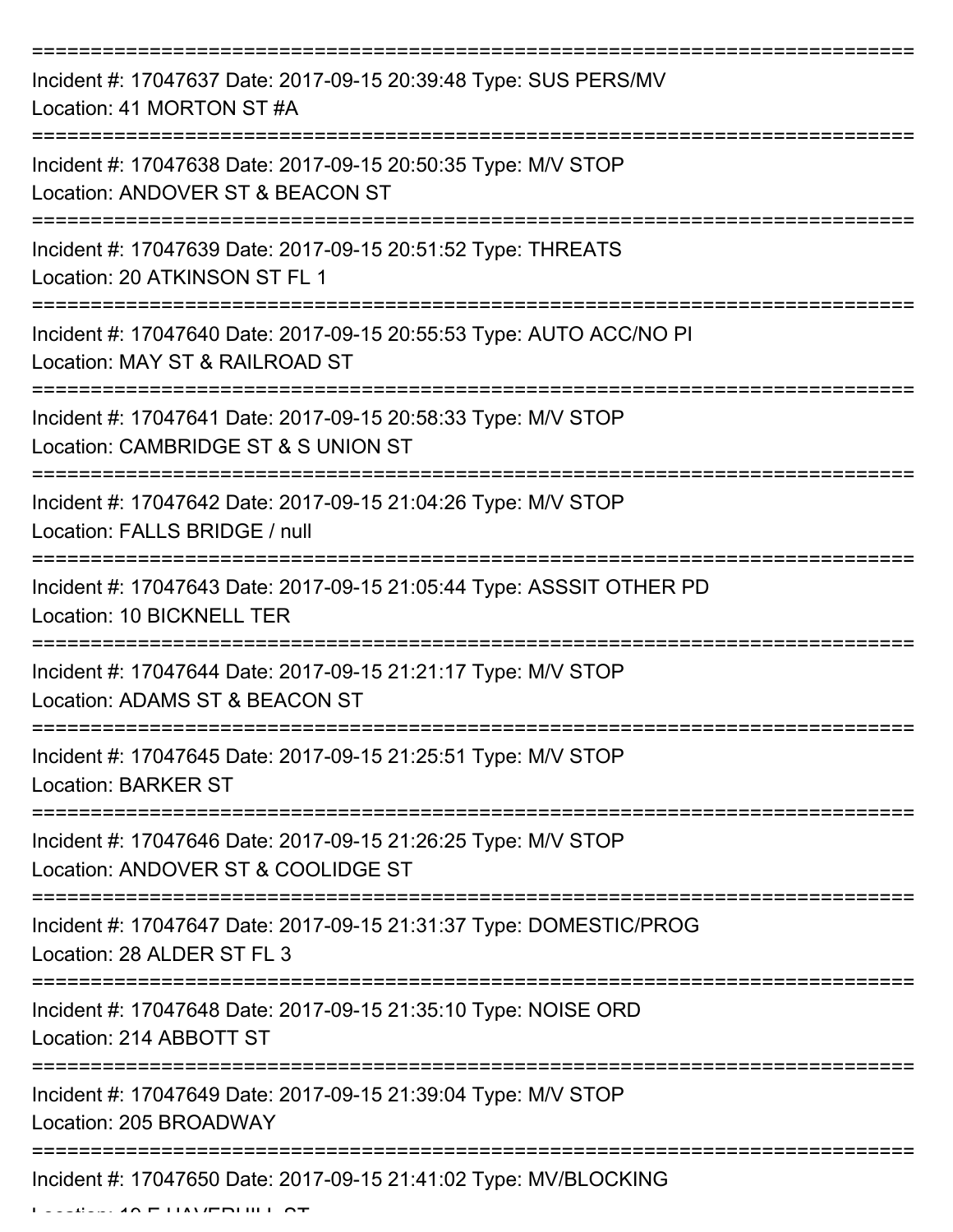===========================================================================

Incident #: 17047637 Date: 2017-09-15 20:39:48 Type: SUS PERS/MV
Location: 41 MORTON ST #A

===========================================================================

Incident #: 17047638 Date: 2017-09-15 20:50:35 Type: M/V STOP
Location: ANDOVER ST & BEACON ST

===========================================================================

Incident #: 17047639 Date: 2017-09-15 20:51:52 Type: THREATS
Location: 20 ATKINSON ST FL 1

===========================================================================

Incident #: 17047640 Date: 2017-09-15 20:55:53 Type: AUTO ACC/NO PI
Location: MAY ST & RAILROAD ST

===========================================================================

Incident #: 17047641 Date: 2017-09-15 20:58:33 Type: M/V STOP
Location: CAMBRIDGE ST & S UNION ST

===========================================================================

Incident #: 17047642 Date: 2017-09-15 21:04:26 Type: M/V STOP
Location: FALLS BRIDGE / null

===========================================================================

Incident #: 17047643 Date: 2017-09-15 21:05:44 Type: ASSSIT OTHER PD
Location: 10 BICKNELL TER

===========================================================================

Incident #: 17047644 Date: 2017-09-15 21:21:17 Type: M/V STOP
Location: ADAMS ST & BEACON ST

===========================================================================

Incident #: 17047645 Date: 2017-09-15 21:25:51 Type: M/V STOP
Location: BARKER ST

===========================================================================

Incident #: 17047646 Date: 2017-09-15 21:26:25 Type: M/V STOP
Location: ANDOVER ST & COOLIDGE ST

===========================================================================

Incident #: 17047647 Date: 2017-09-15 21:31:37 Type: DOMESTIC/PROG
Location: 28 ALDER ST FL 3

===========================================================================

Incident #: 17047648 Date: 2017-09-15 21:35:10 Type: NOISE ORD
Location: 214 ABBOTT ST

===========================================================================

Incident #: 17047649 Date: 2017-09-15 21:39:04 Type: M/V STOP
Location: 205 BROADWAY

===========================================================================

Incident #: 17047650 Date: 2017-09-15 21:41:02 Type: MV/BLOCKING
Location: 10 E HAVERHILL ST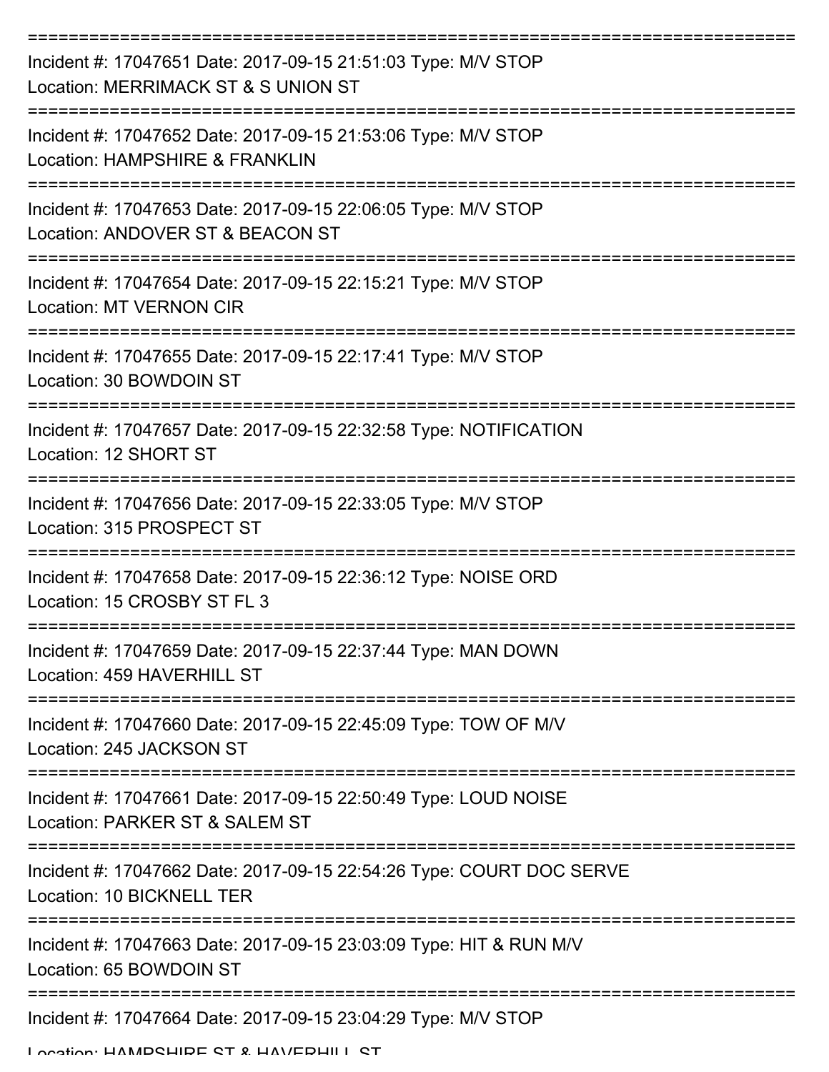===========================================================================

Incident #: 17047651 Date: 2017-09-15 21:51:03 Type: M/V STOP
Location: MERRIMACK ST & S UNION ST

===========================================================================

Incident #: 17047652 Date: 2017-09-15 21:53:06 Type: M/V STOP
Location: HAMPSHIRE & FRANKLIN

===========================================================================

Incident #: 17047653 Date: 2017-09-15 22:06:05 Type: M/V STOP
Location: ANDOVER ST & BEACON ST

===========================================================================

Incident #: 17047654 Date: 2017-09-15 22:15:21 Type: M/V STOP
Location: MT VERNON CIR

===========================================================================

Incident #: 17047655 Date: 2017-09-15 22:17:41 Type: M/V STOP
Location: 30 BOWDOIN ST

===========================================================================

Incident #: 17047657 Date: 2017-09-15 22:32:58 Type: NOTIFICATION
Location: 12 SHORT ST

===========================================================================

Incident #: 17047656 Date: 2017-09-15 22:33:05 Type: M/V STOP
Location: 315 PROSPECT ST

===========================================================================

Incident #: 17047658 Date: 2017-09-15 22:36:12 Type: NOISE ORD
Location: 15 CROSBY ST FL 3

===========================================================================

Incident #: 17047659 Date: 2017-09-15 22:37:44 Type: MAN DOWN
Location: 459 HAVERHILL ST

===========================================================================

Incident #: 17047660 Date: 2017-09-15 22:45:09 Type: TOW OF M/V
Location: 245 JACKSON ST

===========================================================================

Incident #: 17047661 Date: 2017-09-15 22:50:49 Type: LOUD NOISE
Location: PARKER ST & SALEM ST

===========================================================================

Incident #: 17047662 Date: 2017-09-15 22:54:26 Type: COURT DOC SERVE
Location: 10 BICKNELL TER

===========================================================================

Incident #: 17047663 Date: 2017-09-15 23:03:09 Type: HIT & RUN M/V
Location: 65 BOWDOIN ST

===========================================================================

Incident #: 17047664 Date: 2017-09-15 23:04:29 Type: M/V STOP
Location: HAMPSHIRE ST & HAVERHILL ST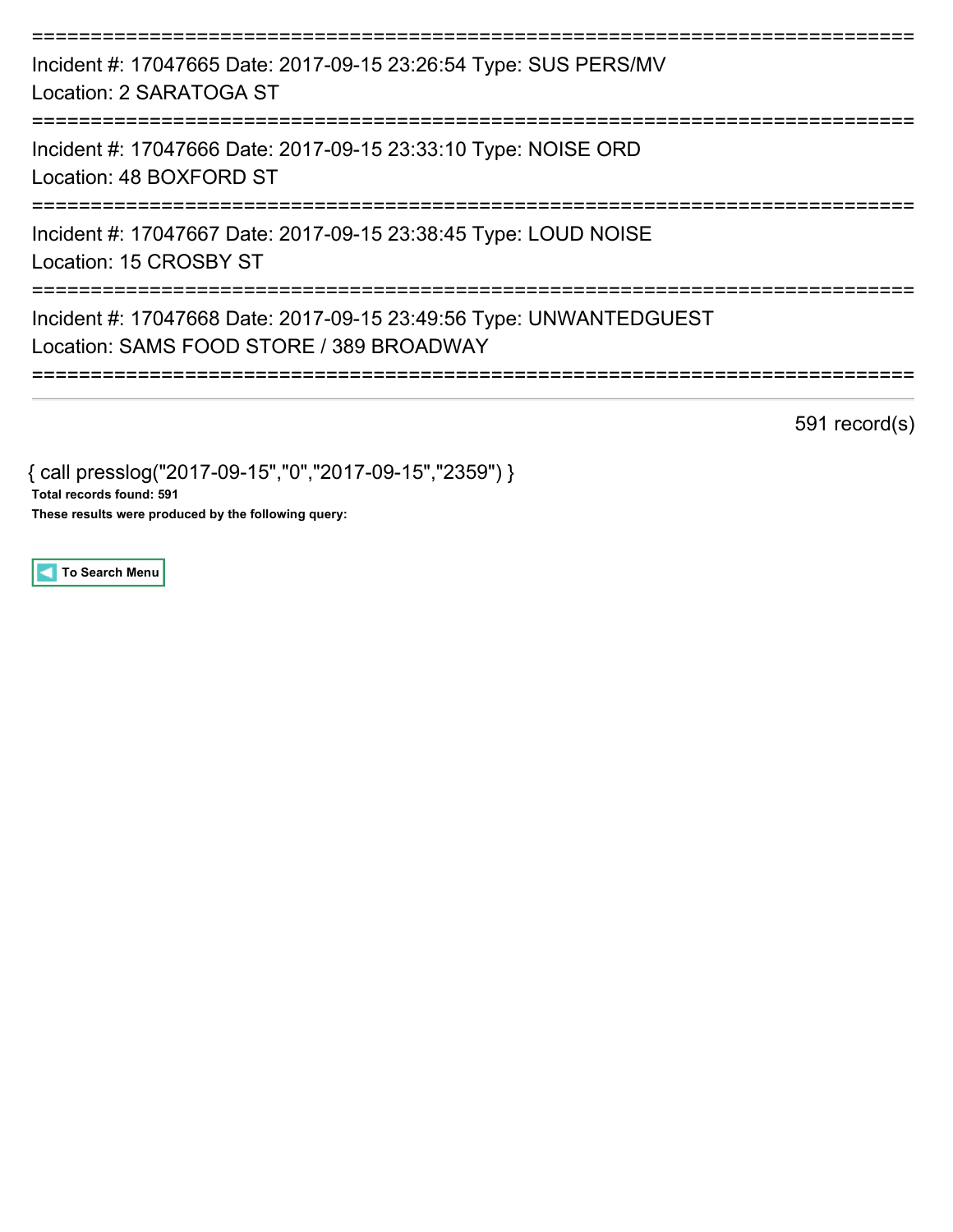===========================================================================

Incident #: 17047665 Date: 2017-09-15 23:26:54 Type: SUS PERS/MV

Location: 2 SARATOGA ST

===========================================================================

Incident #: 17047666 Date: 2017-09-15 23:33:10 Type: NOISE ORD

Location: 48 BOXFORD ST

===========================================================================

Incident #: 17047667 Date: 2017-09-15 23:38:45 Type: LOUD NOISE

Location: 15 CROSBY ST

===========================================================================

Incident #: 17047668 Date: 2017-09-15 23:49:56 Type: UNWANTEDGUEST

Location: SAMS FOOD STORE / 389 BROADWAY

===========================================================================

591 record(s)

{ call presslog("2017-09-15","0","2017-09-15","2359") }

**Total records found: 591**

**These results were produced by the following query:**

**To Search Menu**